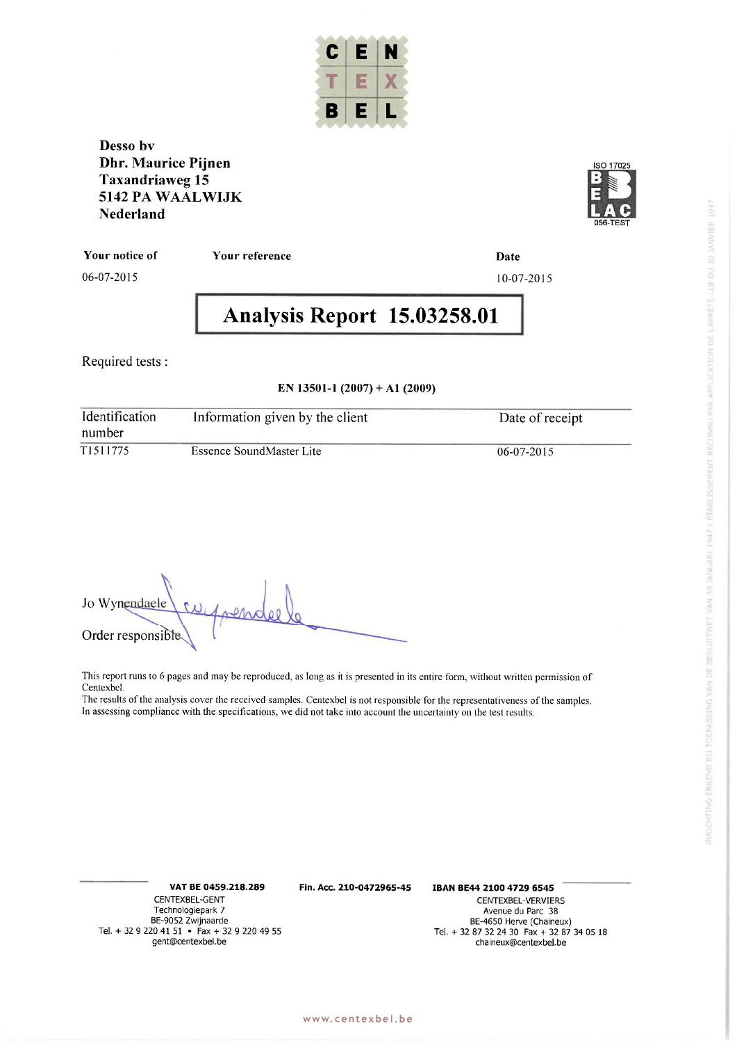Desso bv
Dhr. Maurice Pijnen
Taxandriaweg 15
5142 PA WAALWIJK
Nederland

ISO 17025
BELAC
056-TEST

| Your notice of | Your reference | Date |
| --- | --- | --- |
| 06-07-2015 | | 10-07-2015 |

# Analysis Report 15.03258.01

Required tests :

**EN 13501-1 (2007) + A1 (2009)**

| Identification number | Information given by the client | Date of receipt |
| --- | --- | --- |
| T1511775 | Essence SoundMaster Lite | 06-07-2015 |

Jo Wynendaele

Order responsible

This report runs to 6 pages and may be reproduced, as long as it is presented in its entire form, without written permission of Centexbel.
The results of the analysis cover the received samples. Centexbel is not responsible for the representativeness of the samples.
In assessing compliance with the specifications, we did not take into account the uncertainty on the test results.

VAT BE 0459.218.289 Fin. Acc. 210-0472965-45 IBAN BE44 2100 4729 6545

CENTEXBEL-GENT
Technologiepark 7
BE-9052 Zwijnaarde
Tel. + 32 9 220 41 51 • Fax + 32 9 220 49 55
gent@centexbel.be

CENTEXBEL-VERVIERS
Avenue du Parc 38
BE-4650 Herve (Chaineux)
Tel. + 32 87 32 24 30 Fax + 32 87 34 05 18
chaineux@centexbel.be

www.centexbel.be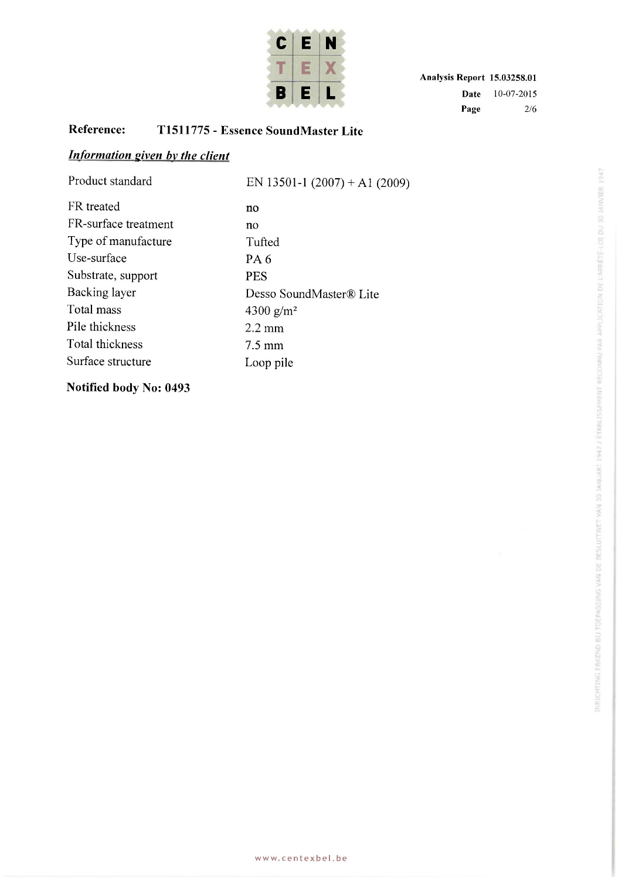**Reference: T1511775 - Essence SoundMaster Lite**

***Information given by the client***

| | |
|---|---|
| Product standard | EN 13501-1 (2007) + A1 (2009) |
| FR treated | no |
| FR-surface treatment | no |
| Type of manufacture | Tufted |
| Use-surface | PA 6 |
| Substrate, support | PES |
| Backing layer | Desso SoundMaster® Lite |
| Total mass | 4300 g/m² |
| Pile thickness | 2.2 mm |
| Total thickness | 7.5 mm |
| Surface structure | Loop pile |

**Notified body No: 0493**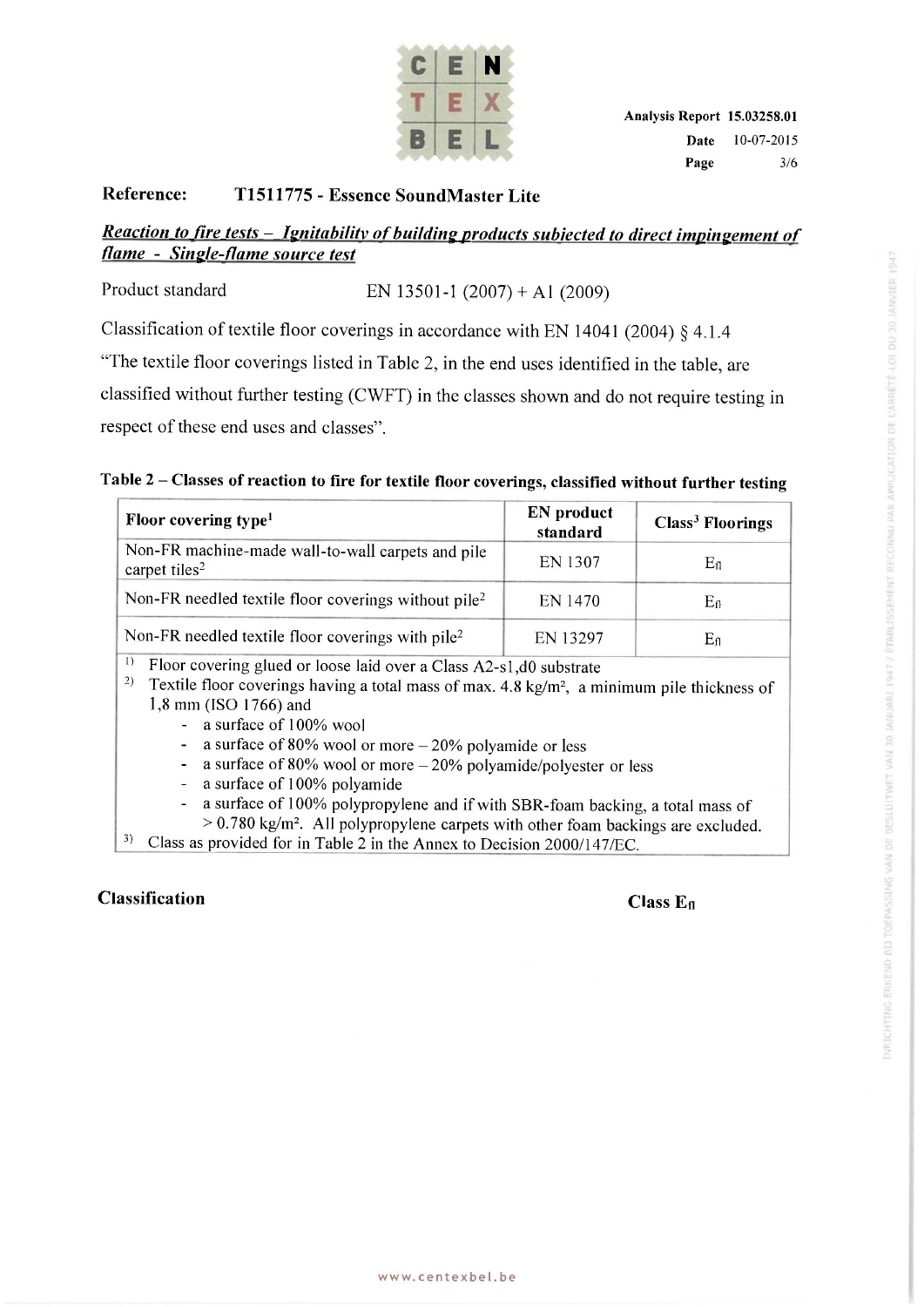**Analysis Report 15.03258.01**
**Date** 10-07-2015

**Reference:** **T1511775 - Essence SoundMaster Lite**

***Reaction to fire tests – Ignitability of building products subjected to direct impingement of flame - Single-flame source test***

Product standard EN 13501-1 (2007) + A1 (2009)

Classification of textile floor coverings in accordance with EN 14041 (2004) § 4.1.4

"The textile floor coverings listed in Table 2, in the end uses identified in the table, are classified without further testing (CWFT) in the classes shown and do not require testing in respect of these end uses and classes".

**Table 2 – Classes of reaction to fire for textile floor coverings, classified without further testing**

| Floor covering type[1] | EN product standard | Class[3] Floorings |
|---|---|---|
| Non-FR machine-made wall-to-wall carpets and pile carpet tiles[2] | EN 1307 | $E_{fl}$ |
| Non-FR needled textile floor coverings without pile[2] | EN 1470 | $E_{fl}$ |
| Non-FR needled textile floor coverings with pile[2] | EN 13297 | $E_{fl}$ |

[1] Floor covering glued or loose laid over a Class A2-s1,d0 substrate

[2] Textile floor coverings having a total mass of max. 4.8 kg/m², a minimum pile thickness of 1,8 mm (ISO 1766) and

- a surface of 100% wool
- a surface of 80% wool or more – 20% polyamide or less
- a surface of 80% wool or more – 20% polyamide/polyester or less
- a surface of 100% polyamide
- a surface of 100% polypropylene and if with SBR-foam backing, a total mass of > 0.780 kg/m². All polypropylene carpets with other foam backings are excluded.

[3] Class as provided for in Table 2 in the Annex to Decision 2000/147/EC.

**Classification** **Class $E_{fl}$**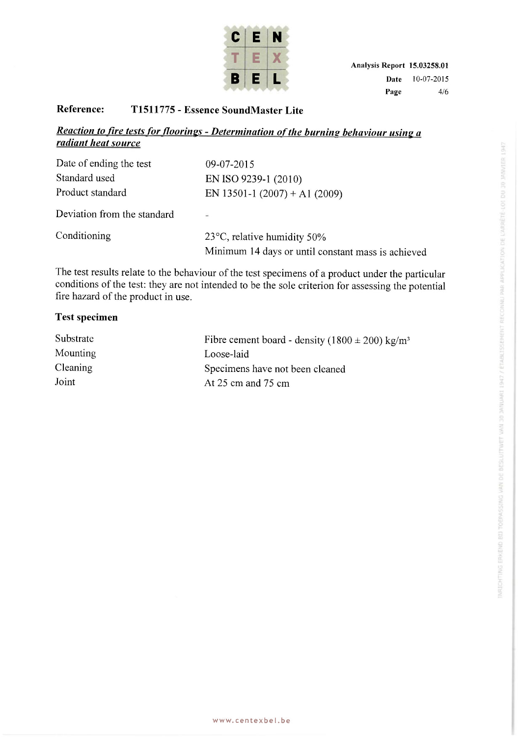**Reference:** T1511775 - Essence SoundMaster Lite

***Reaction to fire tests for floorings - Determination of the burning behaviour using a radiant heat source***

| | |
|---|---|
| Date of ending the test | 09-07-2015 |
| Standard used | EN ISO 9239-1 (2010) |
| Product standard | EN 13501-1 (2007) + A1 (2009) |
| Deviation from the standard | - |
| Conditioning | 23°C, relative humidity 50%<br>Minimum 14 days or until constant mass is achieved |

The test results relate to the behaviour of the test specimens of a product under the particular conditions of the test: they are not intended to be the sole criterion for assessing the potential fire hazard of the product in use.

**Test specimen**

| | |
|---|---|
| Substrate | Fibre cement board - density (1800 ± 200) kg/m³ |
| Mounting | Loose-laid |
| Cleaning | Specimens have not been cleaned |
| Joint | At 25 cm and 75 cm |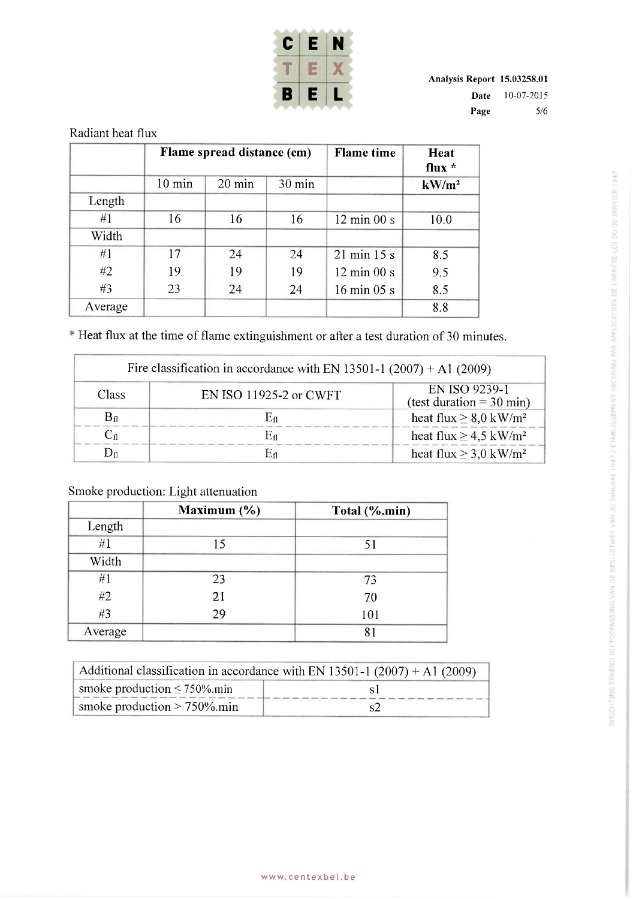Radiant heat flux

| | Flame spread distance (cm) | | | Flame time | Heat flux * |
|---|---|---|---|---|---|
| | 10 min | 20 min | 30 min | | kW/m² |
| Length | | | | | |
| #1 | 16 | 16 | 16 | 12 min 00 s | 10.0 |
| Width | | | | | |
| #1 | 17 | 24 | 24 | 21 min 15 s | 8.5 |
| #2 | 19 | 19 | 19 | 12 min 00 s | 9.5 |
| #3 | 23 | 24 | 24 | 16 min 05 s | 8.5 |
| Average | | | | | 8.8 |

* Heat flux at the time of flame extinguishment or after a test duration of 30 minutes.

| Fire classification in accordance with EN 13501-1 (2007) + A1 (2009) | | |
|---|---|---|
| Class | EN ISO 11925-2 or CWFT | EN ISO 9239-1 (test duration = 30 min) |
| $B_{fl}$ | $E_{fl}$ | heat flux ≥ 8,0 kW/m² |
| $C_{fl}$ | $E_{fl}$ | heat flux ≥ 4,5 kW/m² |
| $D_{fl}$ | $E_{fl}$ | heat flux ≥ 3,0 kW/m² |

Smoke production: Light attenuation

| | Maximum (%) | Total (%.min) |
|---|---|---|
| Length | | |
| #1 | 15 | 51 |
| Width | | |
| #1 | 23 | 73 |
| #2 | 21 | 70 |
| #3 | 29 | 101 |
| Average | | 81 |

| Additional classification in accordance with EN 13501-1 (2007) + A1 (2009) | |
|---|---|
| smoke production ≤ 750%.min | s1 |
| smoke production > 750%.min | s2 |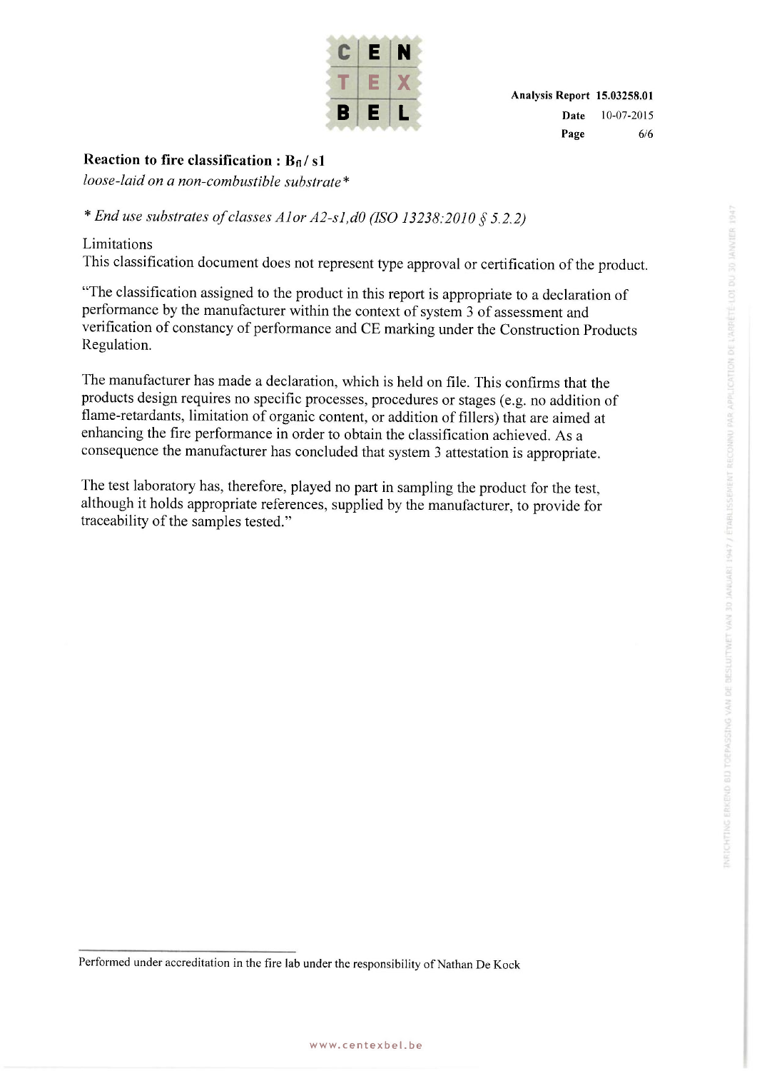**Reaction to fire classification : $B_{fl}$ / s1**

*loose-laid on a non-combustible substrate**

** End use substrates of classes A1or A2-s1,d0 (ISO 13238:2010 § 5.2.2)*

Limitations

This classification document does not represent type approval or certification of the product.

"The classification assigned to the product in this report is appropriate to a declaration of performance by the manufacturer within the context of system 3 of assessment and verification of constancy of performance and CE marking under the Construction Products Regulation.

The manufacturer has made a declaration, which is held on file. This confirms that the products design requires no specific processes, procedures or stages (e.g. no addition of flame-retardants, limitation of organic content, or addition of fillers) that are aimed at enhancing the fire performance in order to obtain the classification achieved. As a consequence the manufacturer has concluded that system 3 attestation is appropriate.

The test laboratory has, therefore, played no part in sampling the product for the test, although it holds appropriate references, supplied by the manufacturer, to provide for traceability of the samples tested."

---

Performed under accreditation in the fire lab under the responsibility of Nathan De Kock